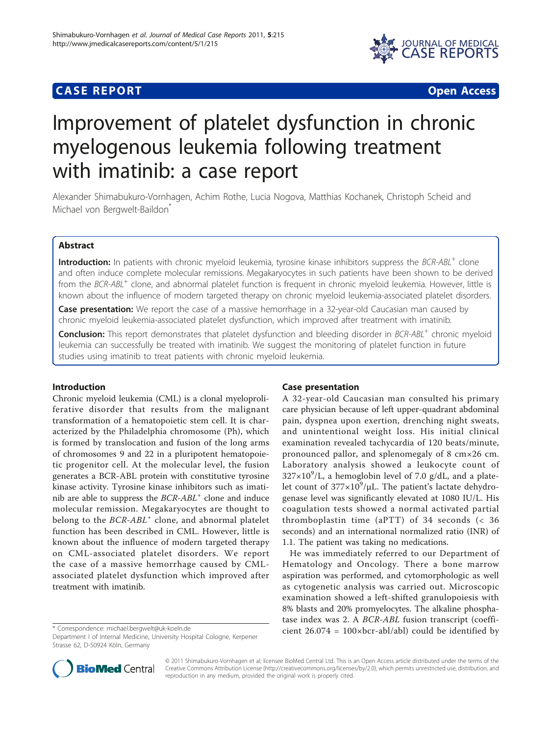CASE REPORT Open Access

# Improvement of platelet dysfunction in chronic myelogenous leukemia following treatment with imatinib: a case report

Alexander Shimabukuro-Vornhagen, Achim Rothe, Lucia Nogova, Matthias Kochanek, Christoph Scheid and Michael von Bergwelt-Baildon*

## Abstract

**Introduction:** In patients with chronic myeloid leukemia, tyrosine kinase inhibitors suppress the *BCR-ABL*$^{+}$ clone and often induce complete molecular remissions. Megakaryocytes in such patients have been shown to be derived from the *BCR-ABL*$^{+}$ clone, and abnormal platelet function is frequent in chronic myeloid leukemia. However, little is known about the influence of modern targeted therapy on chronic myeloid leukemia-associated platelet disorders.

**Case presentation:** We report the case of a massive hemorrhage in a 32-year-old Caucasian man caused by chronic myeloid leukemia-associated platelet dysfunction, which improved after treatment with imatinib.

**Conclusion:** This report demonstrates that platelet dysfunction and bleeding disorder in *BCR-ABL*$^{+}$ chronic myeloid leukemia can successfully be treated with imatinib. We suggest the monitoring of platelet function in future studies using imatinib to treat patients with chronic myeloid leukemia.

## Introduction

Chronic myeloid leukemia (CML) is a clonal myeloproliferative disorder that results from the malignant transformation of a hematopoietic stem cell. It is characterized by the Philadelphia chromosome (Ph), which is formed by translocation and fusion of the long arms of chromosomes 9 and 22 in a pluripotent hematopoietic progenitor cell. At the molecular level, the fusion generates a BCR-ABL protein with constitutive tyrosine kinase activity. Tyrosine kinase inhibitors such as imatinib are able to suppress the *BCR-ABL*$^{+}$ clone and induce molecular remission. Megakaryocytes are thought to belong to the *BCR-ABL*$^{+}$ clone, and abnormal platelet function has been described in CML. However, little is known about the influence of modern targeted therapy on CML-associated platelet disorders. We report the case of a massive hemorrhage caused by CML-associated platelet dysfunction which improved after treatment with imatinib.

## Case presentation

A 32-year-old Caucasian man consulted his primary care physician because of left upper-quadrant abdominal pain, dyspnea upon exertion, drenching night sweats, and unintentional weight loss. His initial clinical examination revealed tachycardia of 120 beats/minute, pronounced pallor, and splenomegaly of 8 cm×26 cm. Laboratory analysis showed a leukocyte count of $327\times10^{9}$/L, a hemoglobin level of 7.0 g/dL, and a platelet count of $377\times10^{9}$/μL. The patient's lactate dehydrogenase level was significantly elevated at 1080 IU/L. His coagulation tests showed a normal activated partial thromboplastin time (aPTT) of 34 seconds (< 36 seconds) and an international normalized ratio (INR) of 1.1. The patient was taking no medications.

He was immediately referred to our Department of Hematology and Oncology. There a bone marrow aspiration was performed, and cytomorphologic as well as cytogenetic analysis was carried out. Microscopic examination showed a left-shifted granulopoiesis with 8% blasts and 20% promyelocytes. The alkaline phosphatase index was 2. A *BCR-ABL* fusion transcript (coefficient 26.074 = 100×bcr-abl/abl) could be identified by

\* Correspondence: michael.bergwelt@uk-koeln.de
Department I of Internal Medicine, University Hospital Cologne, Kerpener Strasse 62, D-50924 Köln, Germany

© 2011 Shimabukuro-Vornhagen et al; licensee BioMed Central Ltd. This is an Open Access article distributed under the terms of the Creative Commons Attribution License (http://creativecommons.org/licenses/by/2.0), which permits unrestricted use, distribution, and reproduction in any medium, provided the original work is properly cited.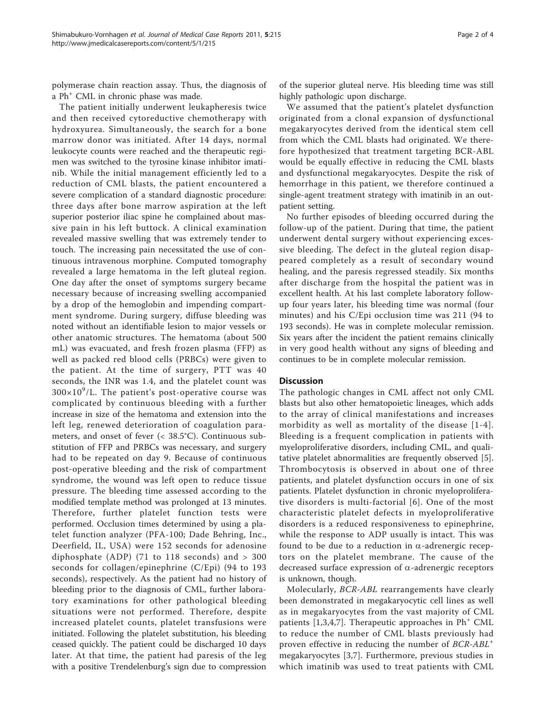polymerase chain reaction assay. Thus, the diagnosis of a Ph$^+$ CML in chronic phase was made.

The patient initially underwent leukapheresis twice and then received cytoreductive chemotherapy with hydroxyurea. Simultaneously, the search for a bone marrow donor was initiated. After 14 days, normal leukocyte counts were reached and the therapeutic regimen was switched to the tyrosine kinase inhibitor imatinib. While the initial management efficiently led to a reduction of CML blasts, the patient encountered a severe complication of a standard diagnostic procedure: three days after bone marrow aspiration at the left superior posterior iliac spine he complained about massive pain in his left buttock. A clinical examination revealed massive swelling that was extremely tender to touch. The increasing pain necessitated the use of continuous intravenous morphine. Computed tomography revealed a large hematoma in the left gluteal region. One day after the onset of symptoms surgery became necessary because of increasing swelling accompanied by a drop of the hemoglobin and impending compartment syndrome. During surgery, diffuse bleeding was noted without an identifiable lesion to major vessels or other anatomic structures. The hematoma (about 500 mL) was evacuated, and fresh frozen plasma (FFP) as well as packed red blood cells (PRBCs) were given to the patient. At the time of surgery, PTT was 40 seconds, the INR was 1.4, and the platelet count was $300 \times 10^9$/L. The patient's post-operative course was complicated by continuous bleeding with a further increase in size of the hematoma and extension into the left leg, renewed deterioration of coagulation parameters, and onset of fever (< 38.5°C). Continuous substitution of FFP and PRBCs was necessary, and surgery had to be repeated on day 9. Because of continuous post-operative bleeding and the risk of compartment syndrome, the wound was left open to reduce tissue pressure. The bleeding time assessed according to the modified template method was prolonged at 13 minutes. Therefore, further platelet function tests were performed. Occlusion times determined by using a platelet function analyzer (PFA-100; Dade Behring, Inc., Deerfield, IL, USA) were 152 seconds for adenosine diphosphate (ADP) (71 to 118 seconds) and > 300 seconds for collagen/epinephrine (C/Epi) (94 to 193 seconds), respectively. As the patient had no history of bleeding prior to the diagnosis of CML, further laboratory examinations for other pathological bleeding situations were not performed. Therefore, despite increased platelet counts, platelet transfusions were initiated. Following the platelet substitution, his bleeding ceased quickly. The patient could be discharged 10 days later. At that time, the patient had paresis of the leg with a positive Trendelenburg's sign due to compression of the superior gluteal nerve. His bleeding time was still highly pathologic upon discharge.

We assumed that the patient's platelet dysfunction originated from a clonal expansion of dysfunctional megakaryocytes derived from the identical stem cell from which the CML blasts had originated. We therefore hypothesized that treatment targeting BCR-ABL would be equally effective in reducing the CML blasts and dysfunctional megakaryocytes. Despite the risk of hemorrhage in this patient, we therefore continued a single-agent treatment strategy with imatinib in an outpatient setting.

No further episodes of bleeding occurred during the follow-up of the patient. During that time, the patient underwent dental surgery without experiencing excessive bleeding. The defect in the gluteal region disappeared completely as a result of secondary wound healing, and the paresis regressed steadily. Six months after discharge from the hospital the patient was in excellent health. At his last complete laboratory follow-up four years later, his bleeding time was normal (four minutes) and his C/Epi occlusion time was 211 (94 to 193 seconds). He was in complete molecular remission. Six years after the incident the patient remains clinically in very good health without any signs of bleeding and continues to be in complete molecular remission.

## Discussion

The pathologic changes in CML affect not only CML blasts but also other hematopoietic lineages, which adds to the array of clinical manifestations and increases morbidity as well as mortality of the disease [1-4]. Bleeding is a frequent complication in patients with myeloproliferative disorders, including CML, and qualitative platelet abnormalities are frequently observed [5]. Thrombocytosis is observed in about one of three patients, and platelet dysfunction occurs in one of six patients. Platelet dysfunction in chronic myeloproliferative disorders is multi-factorial [6]. One of the most characteristic platelet defects in myeloproliferative disorders is a reduced responsiveness to epinephrine, while the response to ADP usually is intact. This was found to be due to a reduction in α-adrenergic receptors on the platelet membrane. The cause of the decreased surface expression of α-adrenergic receptors is unknown, though.

Molecularly, *BCR-ABL* rearrangements have clearly been demonstrated in megakaryocytic cell lines as well as in megakaryocytes from the vast majority of CML patients [1,3,4,7]. Therapeutic approaches in Ph$^+$ CML to reduce the number of CML blasts previously had proven effective in reducing the number of *BCR-ABL*$^+$ megakaryocytes [3,7]. Furthermore, previous studies in which imatinib was used to treat patients with CML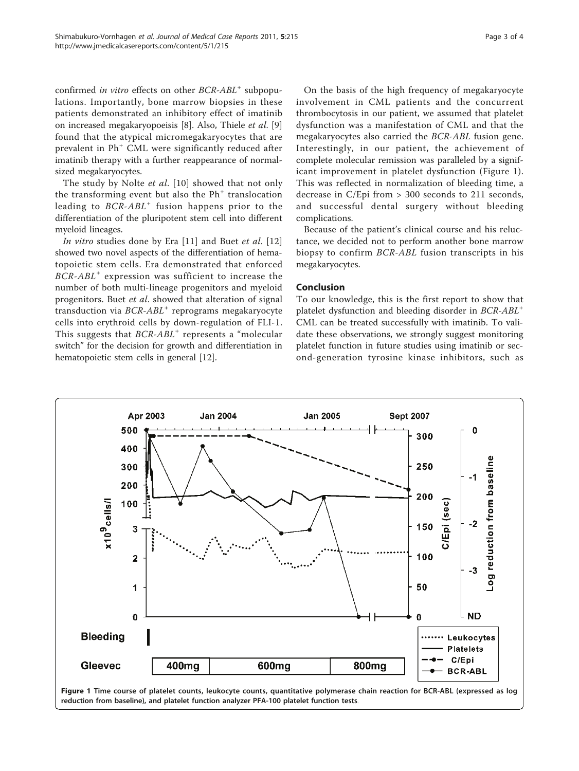confirmed *in vitro* effects on other *BCR-ABL*⁺ subpopulations. Importantly, bone marrow biopsies in these patients demonstrated an inhibitory effect of imatinib on increased megakaryopoeisis [8]. Also, Thiele *et al.* [9] found that the atypical micromegakaryocytes that are prevalent in Ph⁺ CML were significantly reduced after imatinib therapy with a further reappearance of normal-sized megakaryocytes.

The study by Nolte *et al.* [10] showed that not only the transforming event but also the Ph⁺ translocation leading to *BCR-ABL*⁺ fusion happens prior to the differentiation of the pluripotent stem cell into different myeloid lineages.

*In vitro* studies done by Era [11] and Buet *et al.* [12] showed two novel aspects of the differentiation of hematopoietic stem cells. Era demonstrated that enforced *BCR-ABL*⁺ expression was sufficient to increase the number of both multi-lineage progenitors and myeloid progenitors. Buet *et al.* showed that alteration of signal transduction via *BCR-ABL*⁺ reprograms megakaryocyte cells into erythroid cells by down-regulation of FLI-1. This suggests that *BCR-ABL*⁺ represents a "molecular switch" for the decision for growth and differentiation in hematopoietic stem cells in general [12].

On the basis of the high frequency of megakaryocyte involvement in CML patients and the concurrent thrombocytosis in our patient, we assumed that platelet dysfunction was a manifestation of CML and that the megakaryocytes also carried the *BCR-ABL* fusion gene. Interestingly, in our patient, the achievement of complete molecular remission was paralleled by a significant improvement in platelet dysfunction (Figure 1). This was reflected in normalization of bleeding time, a decrease in C/Epi from > 300 seconds to 211 seconds, and successful dental surgery without bleeding complications.

Because of the patient's clinical course and his reluctance, we decided not to perform another bone marrow biopsy to confirm *BCR-ABL* fusion transcripts in his megakaryocytes.

## Conclusion

To our knowledge, this is the first report to show that platelet dysfunction and bleeding disorder in *BCR-ABL*⁺ CML can be treated successfully with imatinib. To validate these observations, we strongly suggest monitoring platelet function in future studies using imatinib or second-generation tyrosine kinase inhibitors, such as

**Figure 1 Time course of platelet counts, leukocyte counts, quantitative polymerase chain reaction for BCR-ABL (expressed as log reduction from baseline), and platelet function analyzer PFA-100 platelet function tests**.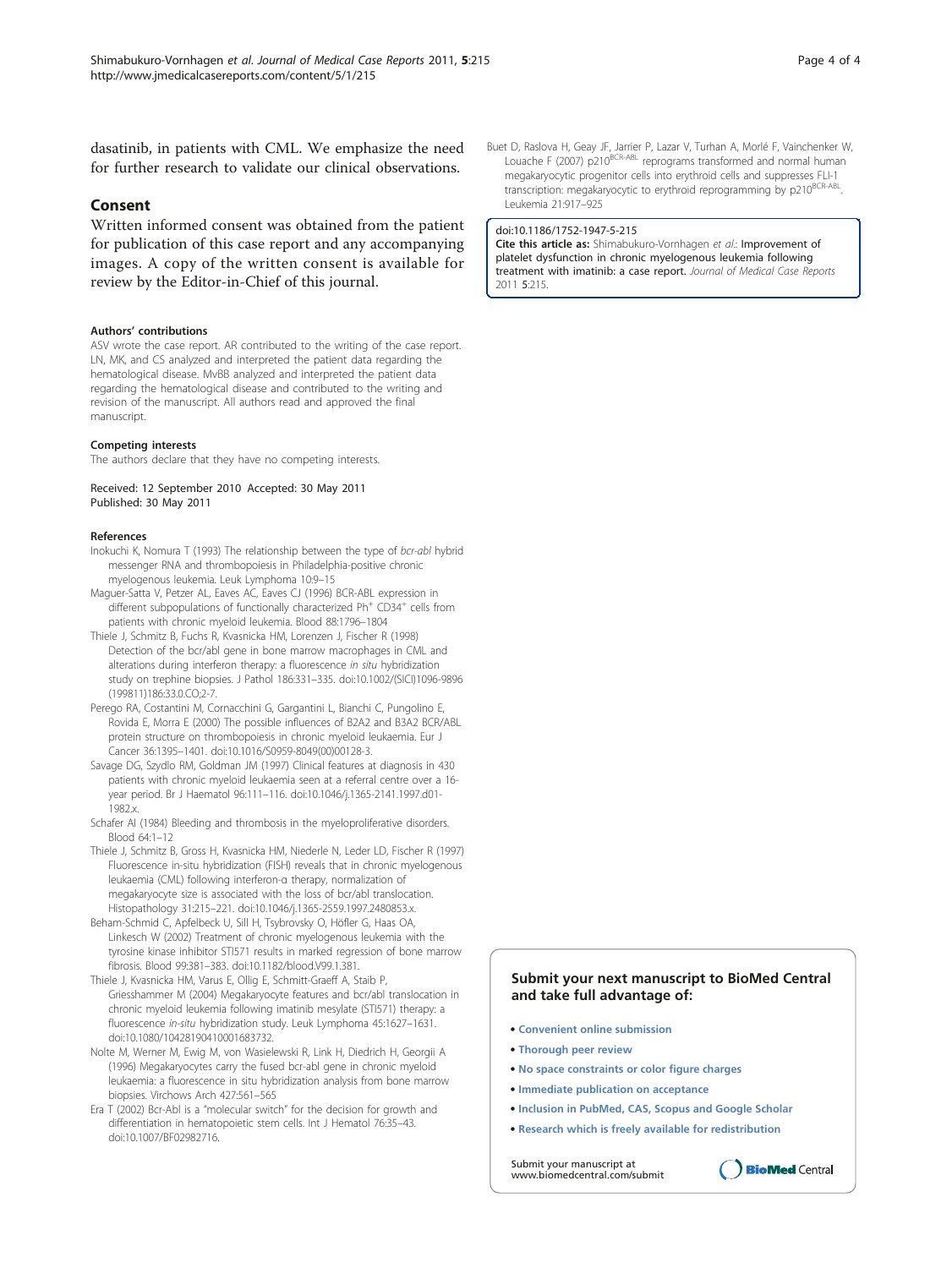dasatinib, in patients with CML. We emphasize the need for further research to validate our clinical observations.

## Consent

Written informed consent was obtained from the patient for publication of this case report and any accompanying images. A copy of the written consent is available for review by the Editor-in-Chief of this journal.

#### Authors' contributions

ASV wrote the case report. AR contributed to the writing of the case report. LN, MK, and CS analyzed and interpreted the patient data regarding the hematological disease. MvBB analyzed and interpreted the patient data regarding the hematological disease and contributed to the writing and revision of the manuscript. All authors read and approved the final manuscript.

#### Competing interests

The authors declare that they have no competing interests.

Received: 12 September 2010 Accepted: 30 May 2011
Published: 30 May 2011

#### References

- Inokuchi K, Nomura T (1993) The relationship between the type of *bcr-abl* hybrid messenger RNA and thrombopoiesis in Philadelphia-positive chronic myelogenous leukemia. Leuk Lymphoma 10:9–15
- Maguer-Satta V, Petzer AL, Eaves AC, Eaves CJ (1996) BCR-ABL expression in different subpopulations of functionally characterized Ph[+] CD34[+] cells from patients with chronic myeloid leukemia. Blood 88:1796–1804
- Thiele J, Schmitz B, Fuchs R, Kvasnicka HM, Lorenzen J, Fischer R (1998) Detection of the bcr/abl gene in bone marrow macrophages in CML and alterations during interferon therapy: a fluorescence *in situ* hybridization study on trephine biopsies. J Pathol 186:331–335. doi:10.1002/(SICI)1096-9896(199811)186:33.0.CO;2-7.
- Perego RA, Costantini M, Cornacchini G, Gargantini L, Bianchi C, Pungolino E, Rovida E, Morra E (2000) The possible influences of B2A2 and B3A2 BCR/ABL protein structure on thrombopoiesis in chronic myeloid leukaemia. Eur J Cancer 36:1395–1401. doi:10.1016/S0959-8049(00)00128-3.
- Savage DG, Szydlo RM, Goldman JM (1997) Clinical features at diagnosis in 430 patients with chronic myeloid leukaemia seen at a referral centre over a 16-year period. Br J Haematol 96:111–116. doi:10.1046/j.1365-2141.1997.d01-1982.x.
- Schafer AI (1984) Bleeding and thrombosis in the myeloproliferative disorders. Blood 64:1–12
- Thiele J, Schmitz B, Gross H, Kvasnicka HM, Niederle N, Leder LD, Fischer R (1997) Fluorescence in-situ hybridization (FISH) reveals that in chronic myelogenous leukaemia (CML) following interferon-α therapy, normalization of megakaryocyte size is associated with the loss of bcr/abl translocation. Histopathology 31:215–221. doi:10.1046/j.1365-2559.1997.2480853.x.
- Beham-Schmid C, Apfelbeck U, Sill H, Tsybrovsky O, Höfler G, Haas OA, Linkesch W (2002) Treatment of chronic myelogenous leukemia with the tyrosine kinase inhibitor STI571 results in marked regression of bone marrow fibrosis. Blood 99:381–383. doi:10.1182/blood.V99.1.381.
- Thiele J, Kvasnicka HM, Varus E, Ollig E, Schmitt-Graeff A, Staib P, Griesshammer M (2004) Megakaryocyte features and bcr/abl translocation in chronic myeloid leukemia following imatinib mesylate (STI571) therapy: a fluorescence *in-situ* hybridization study. Leuk Lymphoma 45:1627–1631. doi:10.1080/10428190410001683732.
- Nolte M, Werner M, Ewig M, von Wasielewski R, Link H, Diedrich H, Georgii A (1996) Megakaryocytes carry the fused bcr-abl gene in chronic myeloid leukaemia: a fluorescence in situ hybridization analysis from bone marrow biopsies. Virchows Arch 427:561–565
- Era T (2002) Bcr-Abl is a "molecular switch" for the decision for growth and differentiation in hematopoietic stem cells. Int J Hematol 76:35–43. doi:10.1007/BF02982716.
- Buet D, Raslova H, Geay JF, Jarrier P, Lazar V, Turhan A, Morlé F, Vainchenker W, Louache F (2007) p210[BCR-ABL] reprograms transformed and normal human megakaryocytic progenitor cells into erythroid cells and suppresses FLI-1 transcription: megakaryocytic to erythroid reprogramming by p210[BCR-ABL]. Leukemia 21:917–925

doi:10.1186/1752-1947-5-215

**Cite this article as:** Shimabukuro-Vornhagen *et al.*: **Improvement of platelet dysfunction in chronic myelogenous leukemia following treatment with imatinib: a case report.** *Journal of Medical Case Reports* 2011 **5**:215.